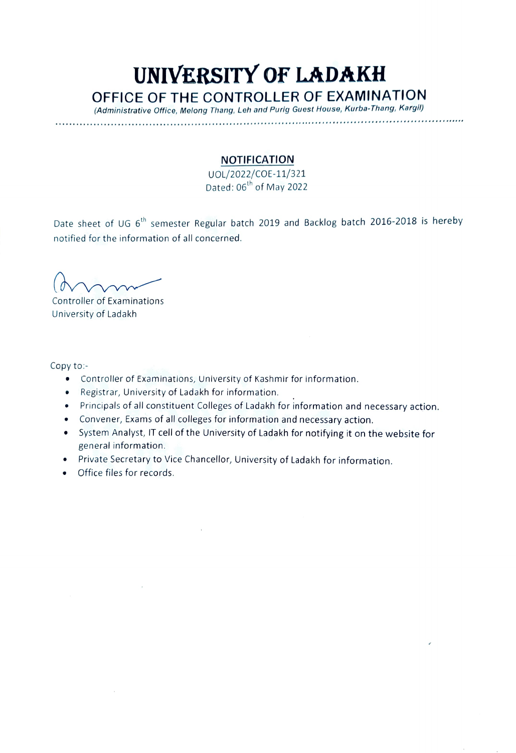# UNIVERSITY OF LADAKH

## OFFICE OF THE CONTROLLER OF EXAMINATION

*(Administrative Office, Melong Thang, Leh and Purig Guest House, Kurba-Thang, Kargil)*

---

**NOTIFICATION**

UOL/2022/COE-11/321

Dated: 06th of May 2022

Date sheet of UG 6th semester Regular batch 2019 and Backlog batch 2016-2018 is hereby notified for the information of all concerned.

Controller of Examinations
University of Ladakh

Copy to:-

- Controller of Examinations, University of Kashmir for information.
- Registrar, University of Ladakh for information.
- Principals of all constituent Colleges of Ladakh for information and necessary action.
- Convener, Exams of all colleges for information and necessary action.
- System Analyst, IT cell of the University of Ladakh for notifying it on the website for general information.
- Private Secretary to Vice Chancellor, University of Ladakh for information.
- Office files for records.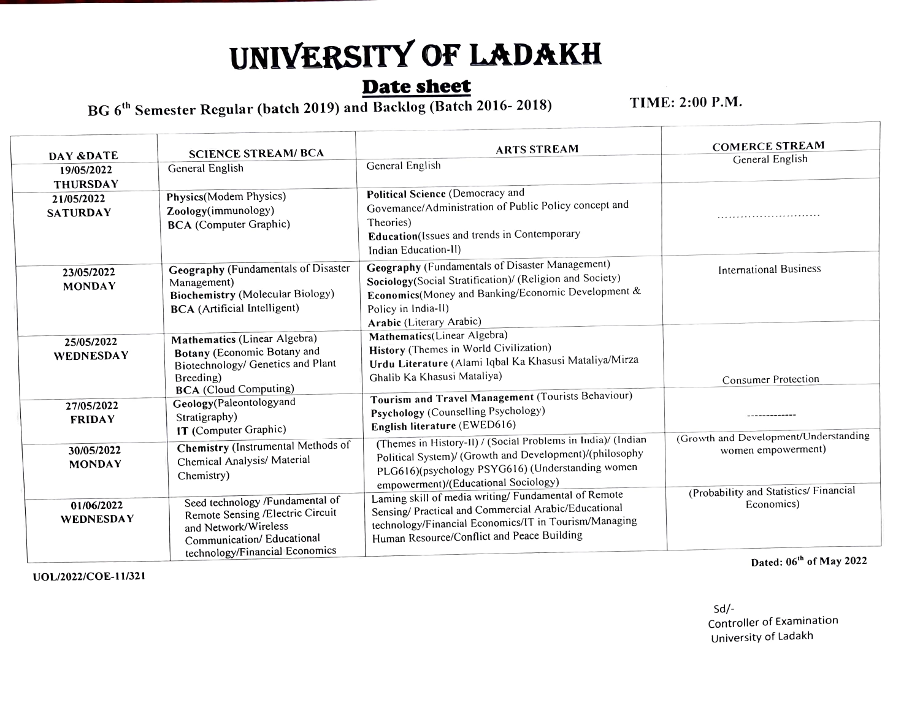# UNIVERSITY OF LADAKH

## Date sheet

**BG 6th Semester Regular (batch 2019) and Backlog (Batch 2016- 2018)** **TIME: 2:00 P.M.**

| DAY &DATE | SCIENCE STREAM/ BCA | ARTS STREAM | COMERCE STREAM |
|---|---|---|---|
| **19/05/2022 THURSDAY** | General English | General English | General English |
| **21/05/2022 SATURDAY** | **Physics**(Modem Physics)<br>**Zoology**(immunology)<br>**BCA** (Computer Graphic) | **Political Science** (Democracy and Govemance/Administration of Public Policy concept and Theories)<br>**Education**(Issues and trends in Contemporary Indian Education-II) | ........................... |
| **23/05/2022 MONDAY** | **Geography** (Fundamentals of Disaster Management)<br>**Biochemistry** (Molecular Biology)<br>**BCA** (Artificial Intelligent) | **Geography** (Fundamentals of Disaster Management)<br>**Sociology**(Social Stratification)/ (Religion and Society)<br>**Economics**(Money and Banking/Economic Development & Policy in India-II)<br>**Arabic** (Literary Arabic) | International Business |
| **25/05/2022 WEDNESDAY** | **Mathematics** (Linear Algebra)<br>**Botany** (Economic Botany and Biotechnology/ Genetics and Plant Breeding)<br>**BCA** (Cloud Computing) | **Mathematics**(Linear Algebra)<br>**History** (Themes in World Civilization)<br>**Urdu Literature** (Alami Iqbal Ka Khasusi Mataliya/Mirza Ghalib Ka Khasusi Mataliya) | Consumer Protection |
| **27/05/2022 FRIDAY** | **Geology**(Paleontologyand Stratigraphy)<br>**IT** (Computer Graphic) | **Tourism and Travel Management** (Tourists Behaviour)<br>**Psychology** (Counselling Psychology)<br>**English literature** (EWED616) | ------------- |
| **30/05/2022 MONDAY** | **Chemistry** (Instrumental Methods of Chemical Analysis/ Material Chemistry) | (Themes in History-II) / (Social Problems in India)/ (Indian Political System)/ (Growth and Development)/(philosophy PLG616)(psychology PSYG616) (Understanding women empowerment)/(Educational Sociology) | (Growth and Development/Understanding women empowerment) |
| **01/06/2022 WEDNESDAY** | Seed technology /Fundamental of Remote Sensing /Electric Circuit and Network/Wireless Communication/ Educational technology/Financial Economics | Laming skill of media writing/ Fundamental of Remote Sensing/ Practical and Commercial Arabic/Educational technology/Financial Economics/IT in Tourism/Managing Human Resource/Conflict and Peace Building | (Probability and Statistics/ Financial Economics) |

**Dated: 06th of May 2022**

**UOL/2022/COE-11/321**

Sd/-
Controller of Examination
University of Ladakh